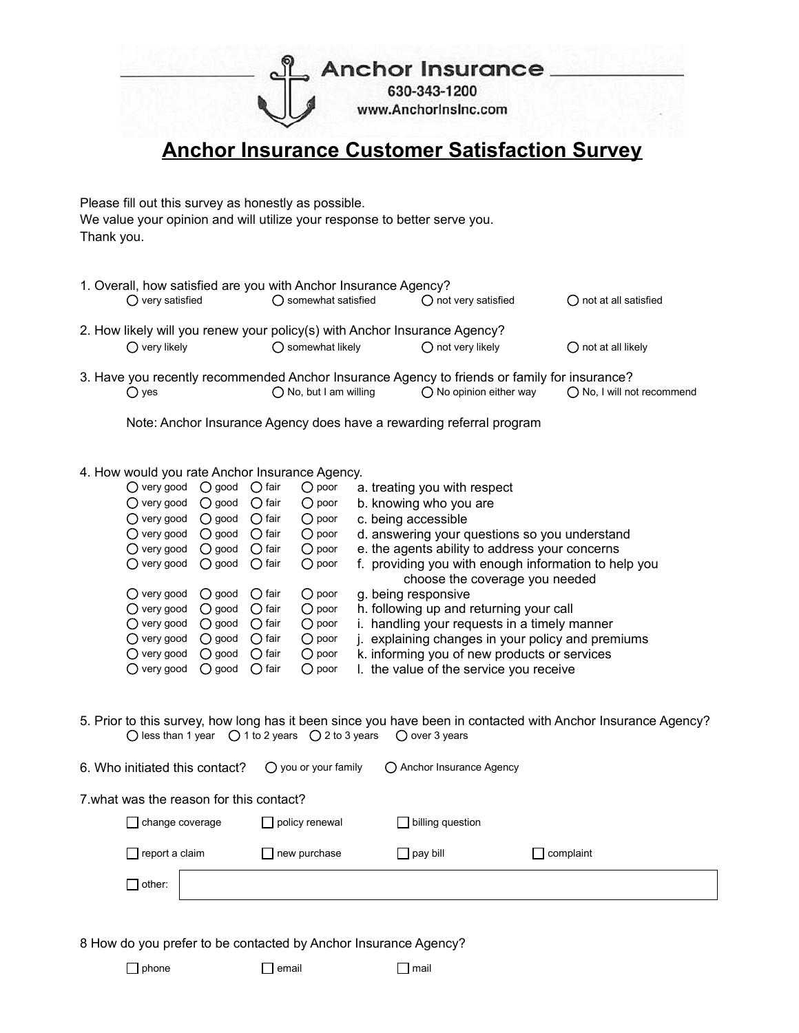Anchor Insurance
630-343-1200
www.AnchorInsInc.com

# Anchor Insurance Customer Satisfaction Survey

Please fill out this survey as honestly as possible.
We value your opinion and will utilize your response to better serve you.
Thank you.

1. Overall, how satisfied are you with Anchor Insurance Agency?
   - ◯ very satisfied
   - ◯ somewhat satisfied
   - ◯ not very satisfied
   - ◯ not at all satisfied

2. How likely will you renew your policy(s) with Anchor Insurance Agency?
   - ◯ very likely
   - ◯ somewhat likely
   - ◯ not very likely
   - ◯ not at all likely

3. Have you recently recommended Anchor Insurance Agency to friends or family for insurance?
   - ◯ yes
   - ◯ No, but I am willing
   - ◯ No opinion either way
   - ◯ No, I will not recommend

   Note: Anchor Insurance Agency does have a rewarding referral program

4. How would you rate Anchor Insurance Agency.

| | | | | |
|---|---|---|---|---|
| ◯ very good | ◯ good | ◯ fair | ◯ poor | a. treating you with respect |
| ◯ very good | ◯ good | ◯ fair | ◯ poor | b. knowing who you are |
| ◯ very good | ◯ good | ◯ fair | ◯ poor | c. being accessible |
| ◯ very good | ◯ good | ◯ fair | ◯ poor | d. answering your questions so you understand |
| ◯ very good | ◯ good | ◯ fair | ◯ poor | e. the agents ability to address your concerns |
| ◯ very good | ◯ good | ◯ fair | ◯ poor | f. providing you with enough information to help you choose the coverage you needed |
| ◯ very good | ◯ good | ◯ fair | ◯ poor | g. being responsive |
| ◯ very good | ◯ good | ◯ fair | ◯ poor | h. following up and returning your call |
| ◯ very good | ◯ good | ◯ fair | ◯ poor | i. handling your requests in a timely manner |
| ◯ very good | ◯ good | ◯ fair | ◯ poor | j. explaining changes in your policy and premiums |
| ◯ very good | ◯ good | ◯ fair | ◯ poor | k. informing you of new products or services |
| ◯ very good | ◯ good | ◯ fair | ◯ poor | l. the value of the service you receive |

5. Prior to this survey, how long has it been since you have been in contacted with Anchor Insurance Agency?
   - ◯ less than 1 year
   - ◯ 1 to 2 years
   - ◯ 2 to 3 years
   - ◯ over 3 years

6. Who initiated this contact?
   - ◯ you or your family
   - ◯ Anchor Insurance Agency

7.what was the reason for this contact?
   - ☐ change coverage
   - ☐ policy renewal
   - ☐ billing question
   - ☐ report a claim
   - ☐ new purchase
   - ☐ pay bill
   - ☐ complaint
   - ☐ other: ____________________

8 How do you prefer to be contacted by Anchor Insurance Agency?
   - ☐ phone
   - ☐ email
   - ☐ mail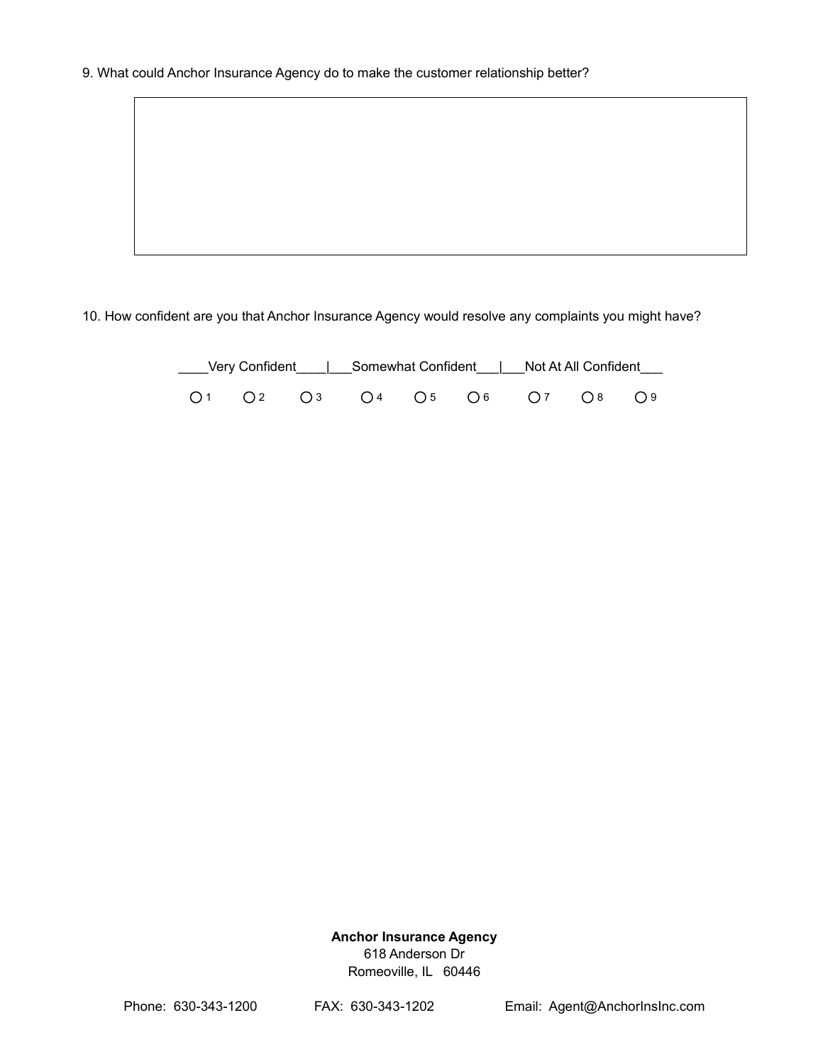9. What could Anchor Insurance Agency do to make the customer relationship better?

10. How confident are you that Anchor Insurance Agency would resolve any complaints you might have?

____Very Confident____|___Somewhat Confident___|___Not At All Confident___

○ 1 ○ 2 ○ 3 ○ 4 ○ 5 ○ 6 ○ 7 ○ 8 ○ 9

**Anchor Insurance Agency**
618 Anderson Dr
Romeoville, IL 60446

Phone: 630-343-1200 FAX: 630-343-1202 Email: Agent@AnchorInsInc.com